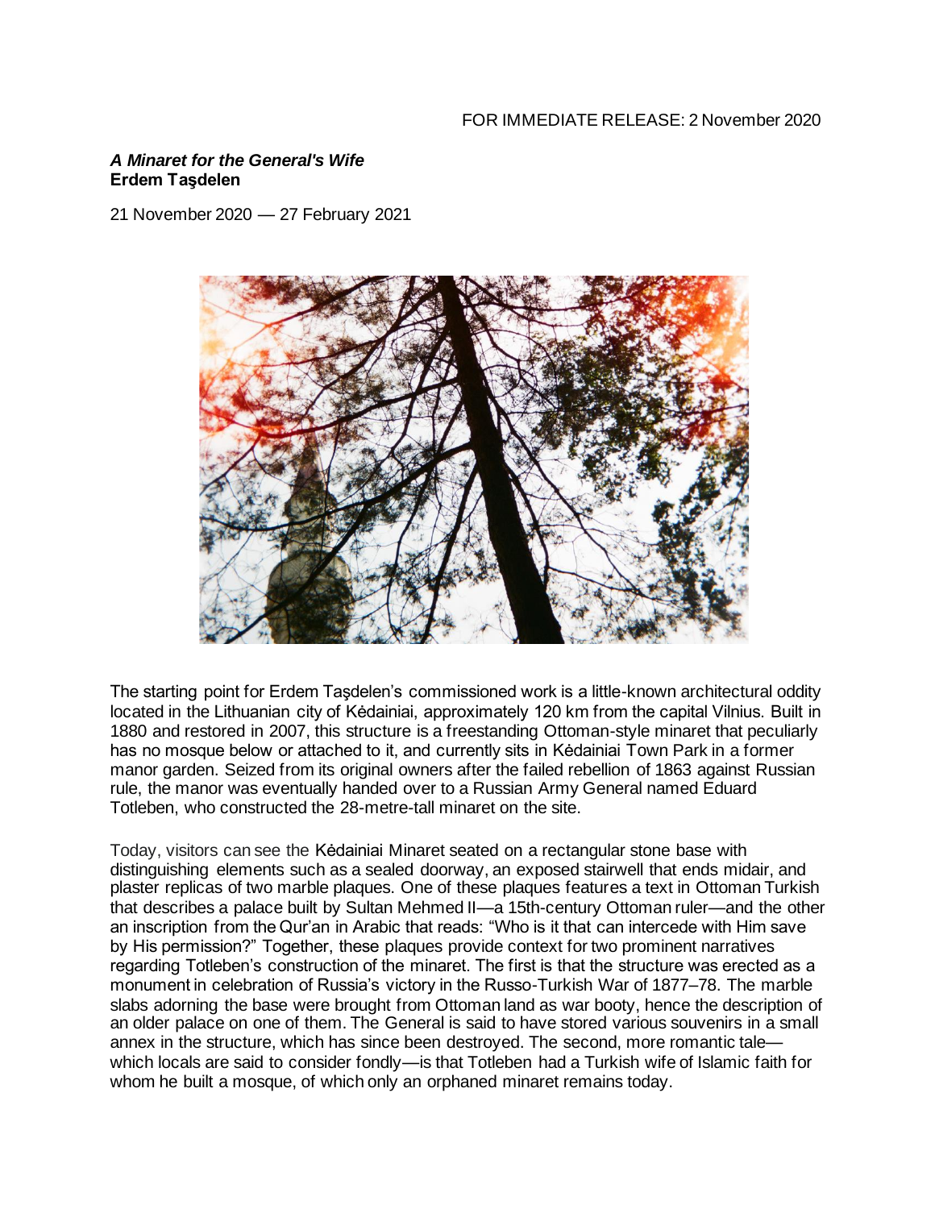FOR IMMEDIATE RELEASE: 2 November 2020

***A Minaret for the General's Wife***
**Erdem Taşdelen**

21 November 2020 — 27 February 2021

The starting point for Erdem Taşdelen's commissioned work is a little-known architectural oddity located in the Lithuanian city of Kėdainiai, approximately 120 km from the capital Vilnius. Built in 1880 and restored in 2007, this structure is a freestanding Ottoman-style minaret that peculiarly has no mosque below or attached to it, and currently sits in Kėdainiai Town Park in a former manor garden. Seized from its original owners after the failed rebellion of 1863 against Russian rule, the manor was eventually handed over to a Russian Army General named Eduard Totleben, who constructed the 28-metre-tall minaret on the site.

Today, visitors can see the Kėdainiai Minaret seated on a rectangular stone base with distinguishing elements such as a sealed doorway, an exposed stairwell that ends midair, and plaster replicas of two marble plaques. One of these plaques features a text in Ottoman Turkish that describes a palace built by Sultan Mehmed II—a 15th-century Ottoman ruler—and the other an inscription from the Qur'an in Arabic that reads: "Who is it that can intercede with Him save by His permission?" Together, these plaques provide context for two prominent narratives regarding Totleben's construction of the minaret. The first is that the structure was erected as a monument in celebration of Russia's victory in the Russo-Turkish War of 1877–78. The marble slabs adorning the base were brought from Ottoman land as war booty, hence the description of an older palace on one of them. The General is said to have stored various souvenirs in a small annex in the structure, which has since been destroyed. The second, more romantic tale—which locals are said to consider fondly—is that Totleben had a Turkish wife of Islamic faith for whom he built a mosque, of which only an orphaned minaret remains today.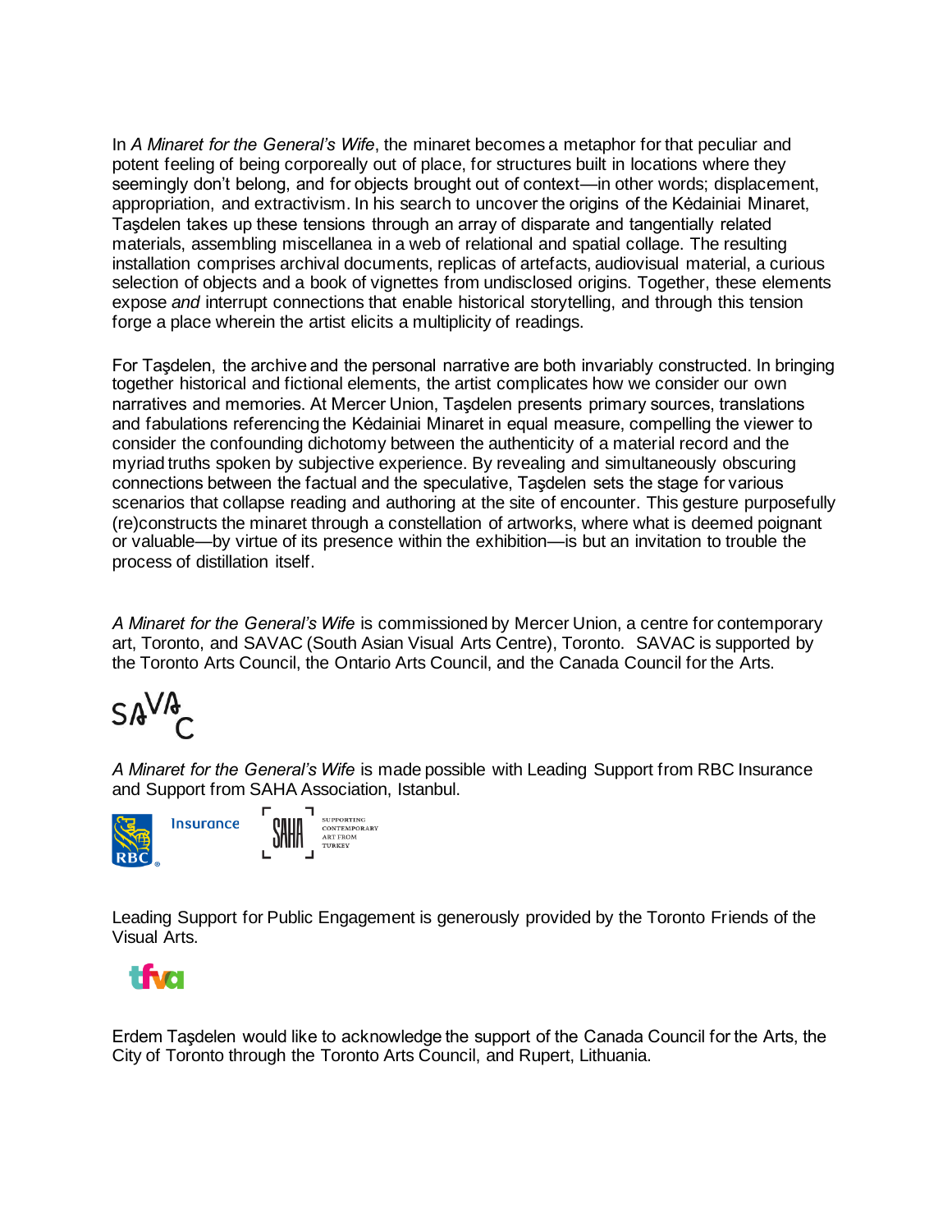In *A Minaret for the General's Wife*, the minaret becomes a metaphor for that peculiar and potent feeling of being corporeally out of place, for structures built in locations where they seemingly don't belong, and for objects brought out of context—in other words; displacement, appropriation, and extractivism. In his search to uncover the origins of the Kėdainiai Minaret, Taşdelen takes up these tensions through an array of disparate and tangentially related materials, assembling miscellanea in a web of relational and spatial collage. The resulting installation comprises archival documents, replicas of artefacts, audiovisual material, a curious selection of objects and a book of vignettes from undisclosed origins. Together, these elements expose *and* interrupt connections that enable historical storytelling, and through this tension forge a place wherein the artist elicits a multiplicity of readings.

For Taşdelen, the archive and the personal narrative are both invariably constructed. In bringing together historical and fictional elements, the artist complicates how we consider our own narratives and memories. At Mercer Union, Taşdelen presents primary sources, translations and fabulations referencing the Kėdainiai Minaret in equal measure, compelling the viewer to consider the confounding dichotomy between the authenticity of a material record and the myriad truths spoken by subjective experience. By revealing and simultaneously obscuring connections between the factual and the speculative, Taşdelen sets the stage for various scenarios that collapse reading and authoring at the site of encounter. This gesture purposefully (re)constructs the minaret through a constellation of artworks, where what is deemed poignant or valuable—by virtue of its presence within the exhibition—is but an invitation to trouble the process of distillation itself.

*A Minaret for the General's Wife* is commissioned by Mercer Union, a centre for contemporary art, Toronto, and SAVAC (South Asian Visual Arts Centre), Toronto. SAVAC is supported by the Toronto Arts Council, the Ontario Arts Council, and the Canada Council for the Arts.

SAVAC

*A Minaret for the General's Wife* is made possible with Leading Support from RBC Insurance and Support from SAHA Association, Istanbul.

RBC Insurance

SAHA SUPPORTING CONTEMPORARY ART FROM TURKEY

Leading Support for Public Engagement is generously provided by the Toronto Friends of the Visual Arts.

tfva

Erdem Taşdelen would like to acknowledge the support of the Canada Council for the Arts, the City of Toronto through the Toronto Arts Council, and Rupert, Lithuania.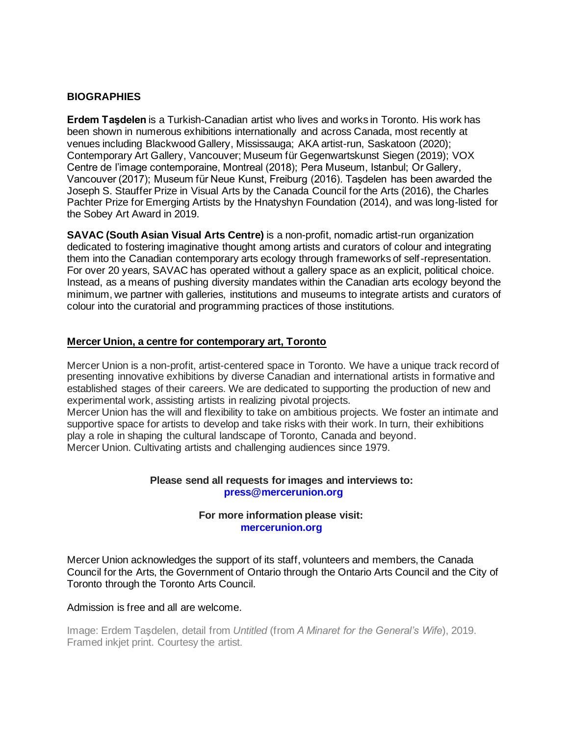## BIOGRAPHIES

**Erdem Taşdelen** is a Turkish-Canadian artist who lives and works in Toronto. His work has been shown in numerous exhibitions internationally and across Canada, most recently at venues including Blackwood Gallery, Mississauga; AKA artist-run, Saskatoon (2020); Contemporary Art Gallery, Vancouver; Museum für Gegenwartskunst Siegen (2019); VOX Centre de l'image contemporaine, Montreal (2018); Pera Museum, Istanbul; Or Gallery, Vancouver (2017); Museum für Neue Kunst, Freiburg (2016). Taşdelen has been awarded the Joseph S. Stauffer Prize in Visual Arts by the Canada Council for the Arts (2016), the Charles Pachter Prize for Emerging Artists by the Hnatyshyn Foundation (2014), and was long-listed for the Sobey Art Award in 2019.

**SAVAC (South Asian Visual Arts Centre)** is a non-profit, nomadic artist-run organization dedicated to fostering imaginative thought among artists and curators of colour and integrating them into the Canadian contemporary arts ecology through frameworks of self-representation. For over 20 years, SAVAC has operated without a gallery space as an explicit, political choice. Instead, as a means of pushing diversity mandates within the Canadian arts ecology beyond the minimum, we partner with galleries, institutions and museums to integrate artists and curators of colour into the curatorial and programming practices of those institutions.

### Mercer Union, a centre for contemporary art, Toronto

Mercer Union is a non-profit, artist-centered space in Toronto. We have a unique track record of presenting innovative exhibitions by diverse Canadian and international artists in formative and established stages of their careers. We are dedicated to supporting the production of new and experimental work, assisting artists in realizing pivotal projects.
Mercer Union has the will and flexibility to take on ambitious projects. We foster an intimate and supportive space for artists to develop and take risks with their work. In turn, their exhibitions play a role in shaping the cultural landscape of Toronto, Canada and beyond.
Mercer Union. Cultivating artists and challenging audiences since 1979.

**Please send all requests for images and interviews to:**
**press@mercerunion.org**

**For more information please visit:**
**mercerunion.org**

Mercer Union acknowledges the support of its staff, volunteers and members, the Canada Council for the Arts, the Government of Ontario through the Ontario Arts Council and the City of Toronto through the Toronto Arts Council.

Admission is free and all are welcome.

Image: Erdem Taşdelen, detail from *Untitled* (from *A Minaret for the General's Wife*), 2019. Framed inkjet print. Courtesy the artist.